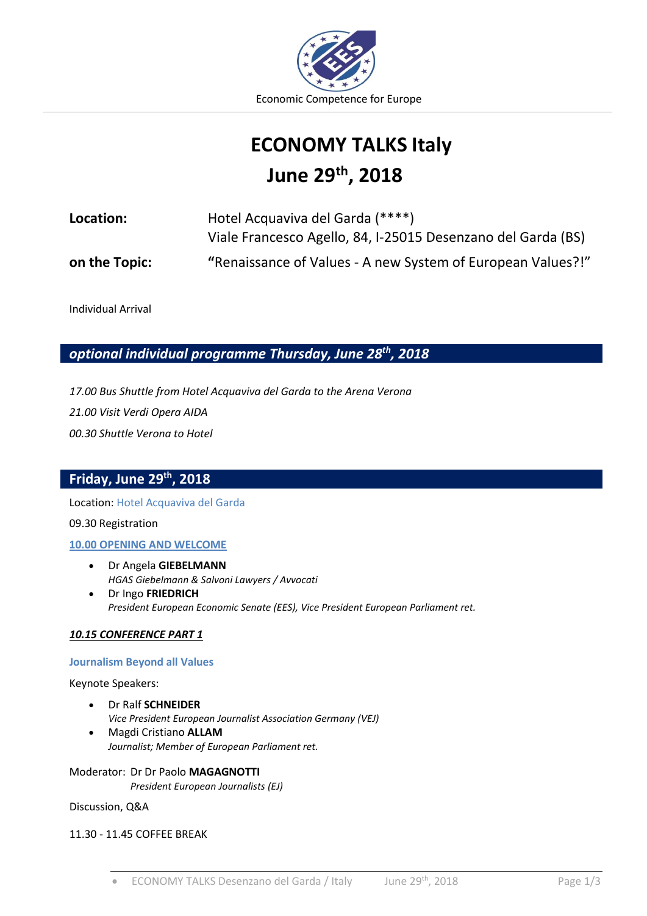Economic Competence for Europe

# ECONOMY TALKS Italy
# June 29th, 2018

**Location:** Hotel Acquaviva del Garda (****)
Viale Francesco Agello, 84, I-25015 Desenzano del Garda (BS)

**on the Topic:** **"**Renaissance of Values - A new System of European Values?!"

Individual Arrival

## *optional individual programme Thursday, June 28th, 2018*

*17.00 Bus Shuttle from Hotel Acquaviva del Garda to the Arena Verona*

*21.00 Visit Verdi Opera AIDA*

*00.30 Shuttle Verona to Hotel*

## Friday, June 29th, 2018

Location: Hotel Acquaviva del Garda

09.30 Registration

**10.00 OPENING AND WELCOME**

- Dr Angela **GIEBELMANN**
  *HGAS Giebelmann & Salvoni Lawyers / Avvocati*
- Dr Ingo **FRIEDRICH**
  *President European Economic Senate (EES), Vice President European Parliament ret.*

***10.15 CONFERENCE PART 1***

**Journalism Beyond all Values**

Keynote Speakers:

- Dr Ralf **SCHNEIDER**
  *Vice President European Journalist Association Germany (VEJ)*
- Magdi Cristiano **ALLAM**
  *Journalist; Member of European Parliament ret.*

Moderator: Dr Dr Paolo **MAGAGNOTTI**
*President European Journalists (EJ)*

Discussion, Q&A

11.30 - 11.45 COFFEE BREAK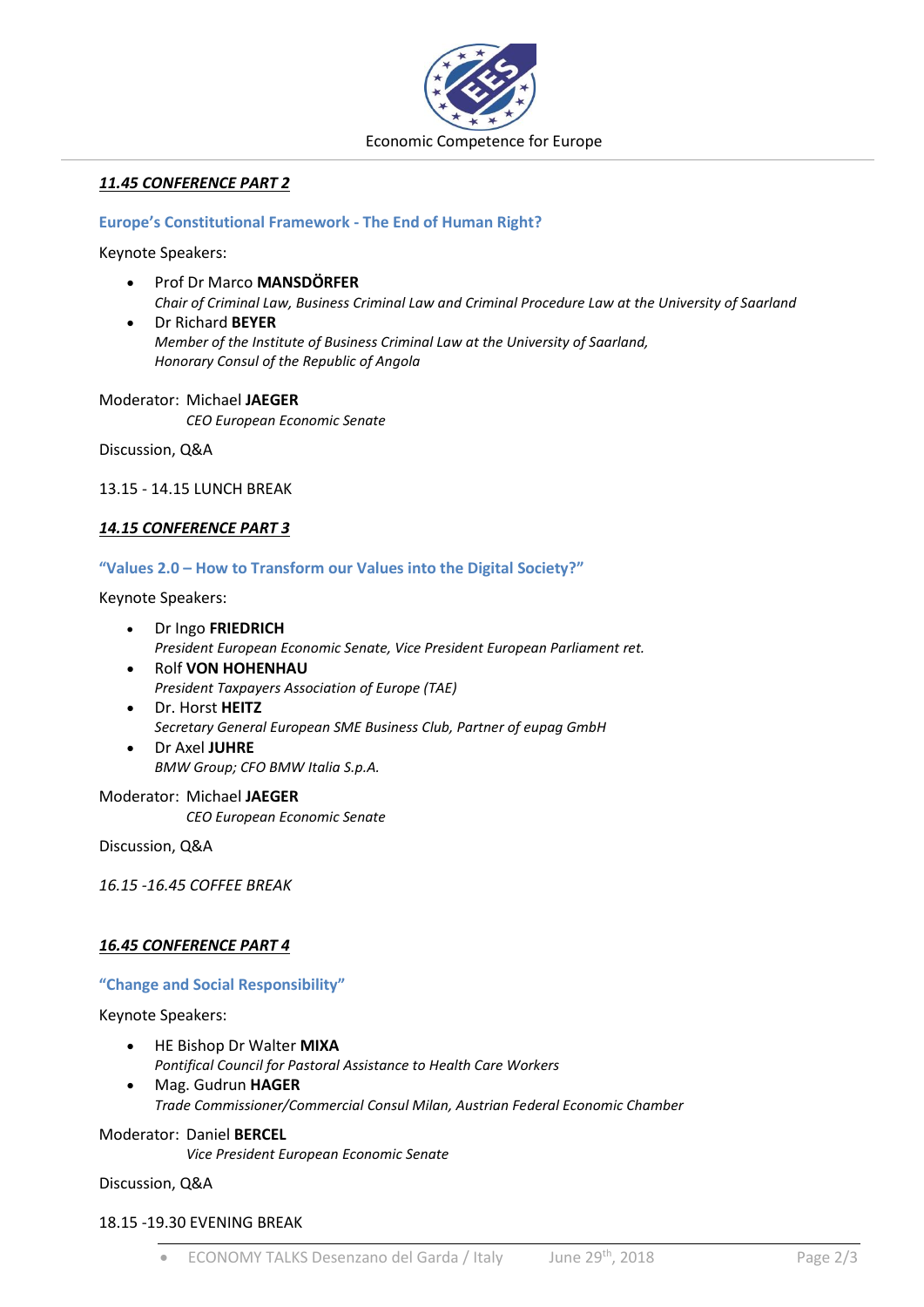### ***11.45 CONFERENCE PART 2***

**Europe's Constitutional Framework - The End of Human Right?**

Keynote Speakers:

- Prof Dr Marco **MANSDÖRFER**
  *Chair of Criminal Law, Business Criminal Law and Criminal Procedure Law at the University of Saarland*
- Dr Richard **BEYER**
  *Member of the Institute of Business Criminal Law at the University of Saarland,*
  *Honorary Consul of the Republic of Angola*

Moderator: Michael **JAEGER**
*CEO European Economic Senate*

Discussion, Q&A

13.15 - 14.15 LUNCH BREAK

### ***14.15 CONFERENCE PART 3***

**"Values 2.0 – How to Transform our Values into the Digital Society?"**

Keynote Speakers:

- Dr Ingo **FRIEDRICH**
  *President European Economic Senate, Vice President European Parliament ret.*
- Rolf **VON HOHENHAU**
  *President Taxpayers Association of Europe (TAE)*
- Dr. Horst **HEITZ**
  *Secretary General European SME Business Club, Partner of eupag GmbH*
- Dr Axel **JUHRE**
  *BMW Group; CFO BMW Italia S.p.A.*

Moderator: Michael **JAEGER**
*CEO European Economic Senate*

Discussion, Q&A

*16.15 -16.45 COFFEE BREAK*

### ***16.45 CONFERENCE PART 4***

**"Change and Social Responsibility"**

Keynote Speakers:

- HE Bishop Dr Walter **MIXA**
  *Pontifical Council for Pastoral Assistance to Health Care Workers*
- Mag. Gudrun **HAGER**
  *Trade Commissioner/Commercial Consul Milan, Austrian Federal Economic Chamber*

Moderator: Daniel **BERCEL**
*Vice President European Economic Senate*

Discussion, Q&A

18.15 -19.30 EVENING BREAK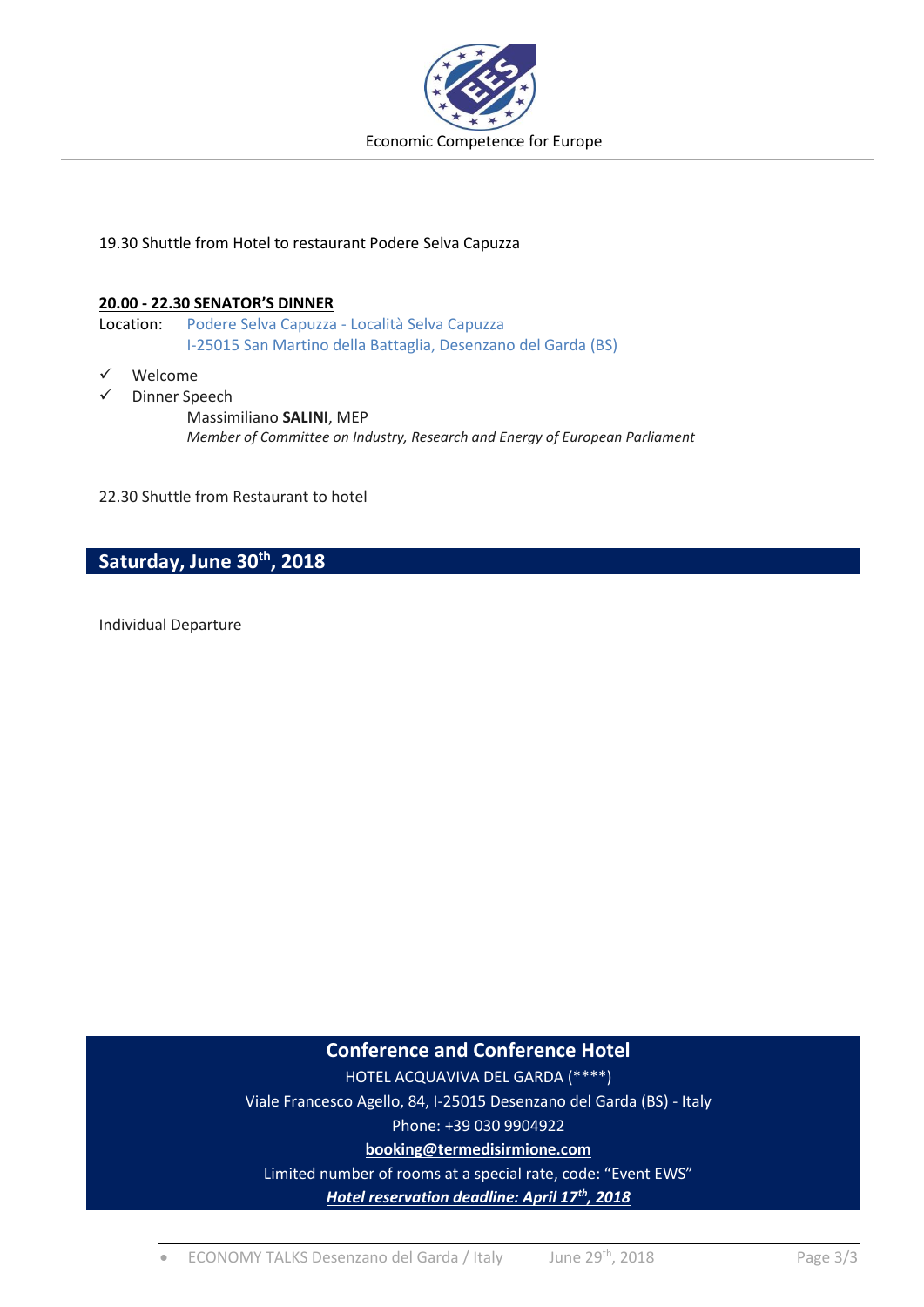Economic Competence for Europe

19.30 Shuttle from Hotel to restaurant Podere Selva Capuzza

**20.00 - 22.30 SENATOR'S DINNER**

Location: Podere Selva Capuzza - Località Selva Capuzza
I-25015 San Martino della Battaglia, Desenzano del Garda (BS)

- ✓ Welcome
- ✓ Dinner Speech
  Massimiliano **SALINI**, MEP
  *Member of Committee on Industry, Research and Energy of European Parliament*

22.30 Shuttle from Restaurant to hotel

## Saturday, June 30th, 2018

Individual Departure

## Conference and Conference Hotel

HOTEL ACQUAVIVA DEL GARDA (****)
Viale Francesco Agello, 84, I-25015 Desenzano del Garda (BS) - Italy
Phone: +39 030 9904922
**booking@termedisirmione.com**
Limited number of rooms at a special rate, code: "Event EWS"
***Hotel reservation deadline: April 17th, 2018***